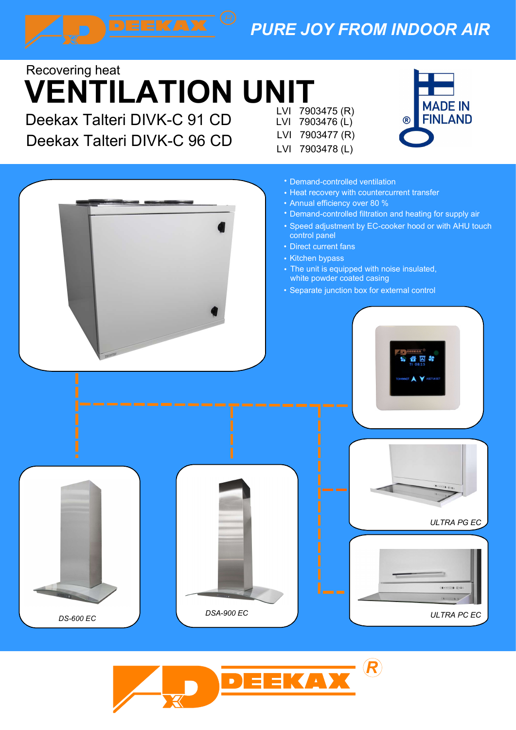DEEKAX®

*PURE JOY FROM INDOOR AIR*

Recovering heat

# VENTILATION UNIT

## Deekax Talteri DIVK-C 91 CD
## Deekax Talteri DIVK-C 96 CD

LVI 7903475 (R)
LVI 7903476 (L)
LVI 7903477 (R)
LVI 7903478 (L)

MADE IN FINLAND ®

- Demand-controlled ventilation
- Heat recovery with countercurrent transfer
- Annual efficiency over 80 %
- Demand-controlled filtration and heating for supply air
- Speed adjustment by EC-cooker hood or with AHU touch control panel
- Direct current fans
- Kitchen bypass
- The unit is equipped with noise insulated, white powder coated casing
- Separate junction box for external control

*ULTRA PG EC*

*ULTRA PC EC*

*DS-600 EC*

*DSA-900 EC*

DEEKAX®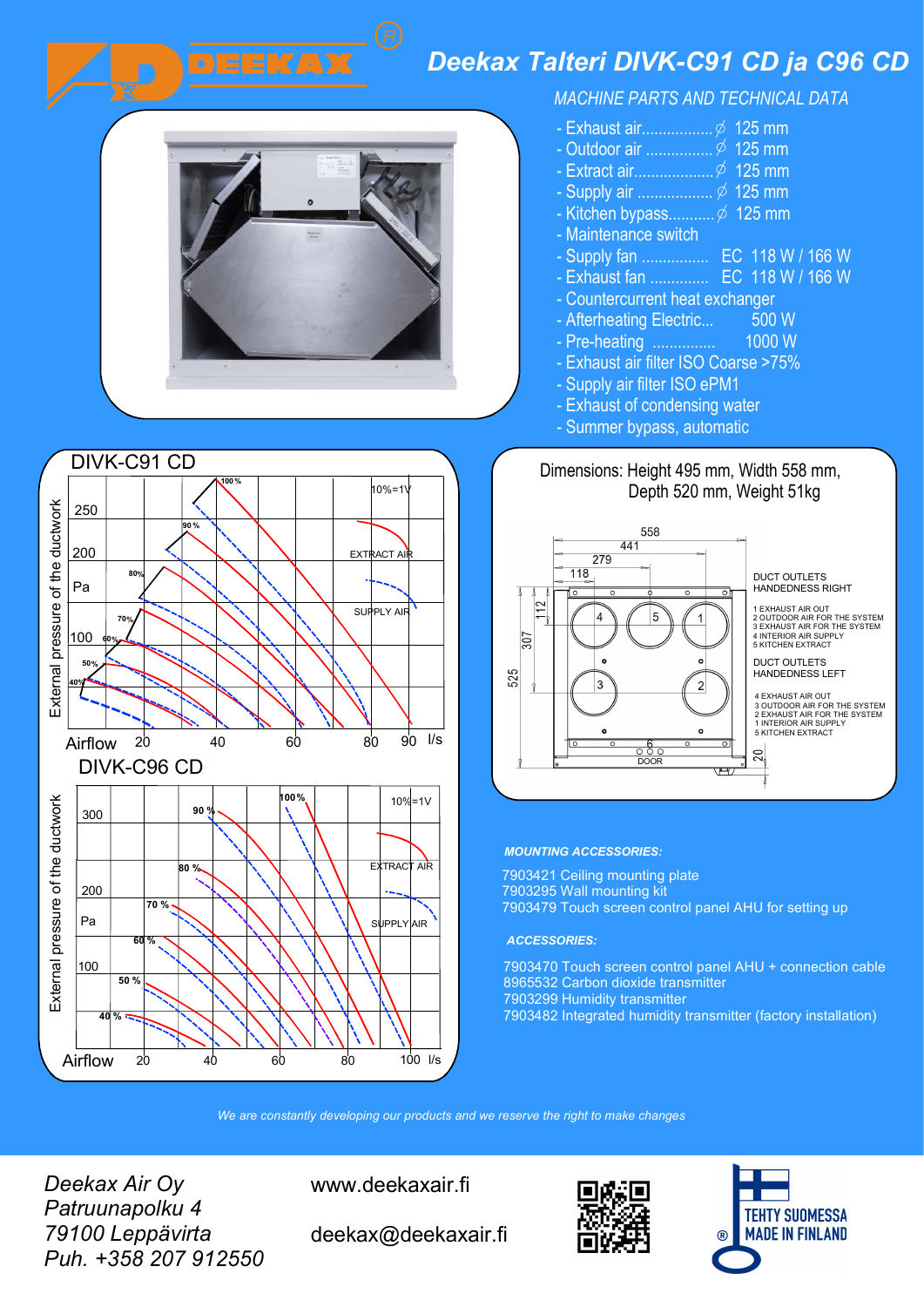# Deekax Talteri DIVK-C91 CD ja C96 CD

## MACHINE PARTS AND TECHNICAL DATA

- Exhaust air................. ∅ 125 mm
- Outdoor air ................ ∅ 125 mm
- Extract air................... ∅ 125 mm
- Supply air .................. ∅ 125 mm
- Kitchen bypass........... ∅ 125 mm
- Maintenance switch
- Supply fan ................ EC 118 W / 166 W
- Exhaust fan .............. EC 118 W / 166 W
- Countercurrent heat exchanger
- Afterheating Electric... 500 W
- Pre-heating .............. 1000 W
- Exhaust air filter ISO Coarse >75%
- Supply air filter ISO ePM1
- Exhaust of condensing water
- Summer bypass, automatic

### DIVK-C91 CD

External pressure of the ductwork

250
200
Pa
100

100 %
90 %
80%
70%
60%
50%
40%

10%=1V
EXTRACT AIR
SUPPLY AIR

Airflow 20 40 60 80 90 l/s

### DIVK-C96 CD

External pressure of the ductwork

300
200
Pa
100

100%
90 %
80 %
70 %
60 %
50 %
40 %

10%=1V
EXTRACT AIR
SUPPLY AIR

Airflow 20 40 60 80 100 l/s

### Dimensions: Height 495 mm, Width 558 mm, Depth 520 mm, Weight 51kg

558
441
279
118
112
307
525
20
DOOR

DUCT OUTLETS HANDEDNESS RIGHT

1 EXHAUST AIR OUT
2 OUTDOOR AIR FOR THE SYSTEM
3 EXHAUST AIR FOR THE SYSTEM
4 INTERIOR AIR SUPPLY
5 KITCHEN EXTRACT

DUCT OUTLETS HANDEDNESS LEFT

4 EXHAUST AIR OUT
3 OUTDOOR AIR FOR THE SYSTEM
2 EXHAUST AIR FOR THE SYSTEM
1 INTERIOR AIR SUPPLY
5 KITCHEN EXTRACT

**MOUNTING ACCESSORIES:**

7903421 Ceiling mounting plate
7903295 Wall mounting kit
7903479 Touch screen control panel AHU for setting up

**ACCESSORIES:**

7903470 Touch screen control panel AHU + connection cable
8965532 Carbon dioxide transmitter
7903299 Humidity transmitter
7903482 Integrated humidity transmitter (factory installation)

*We are constantly developing our products and we reserve the right to make changes*

*Deekax Air Oy*
*Patruunapolku 4*
*79100 Leppävirta*
*Puh. +358 207 912550*

www.deekaxair.fi

deekax@deekaxair.fi

TEHTY SUOMESSA
MADE IN FINLAND